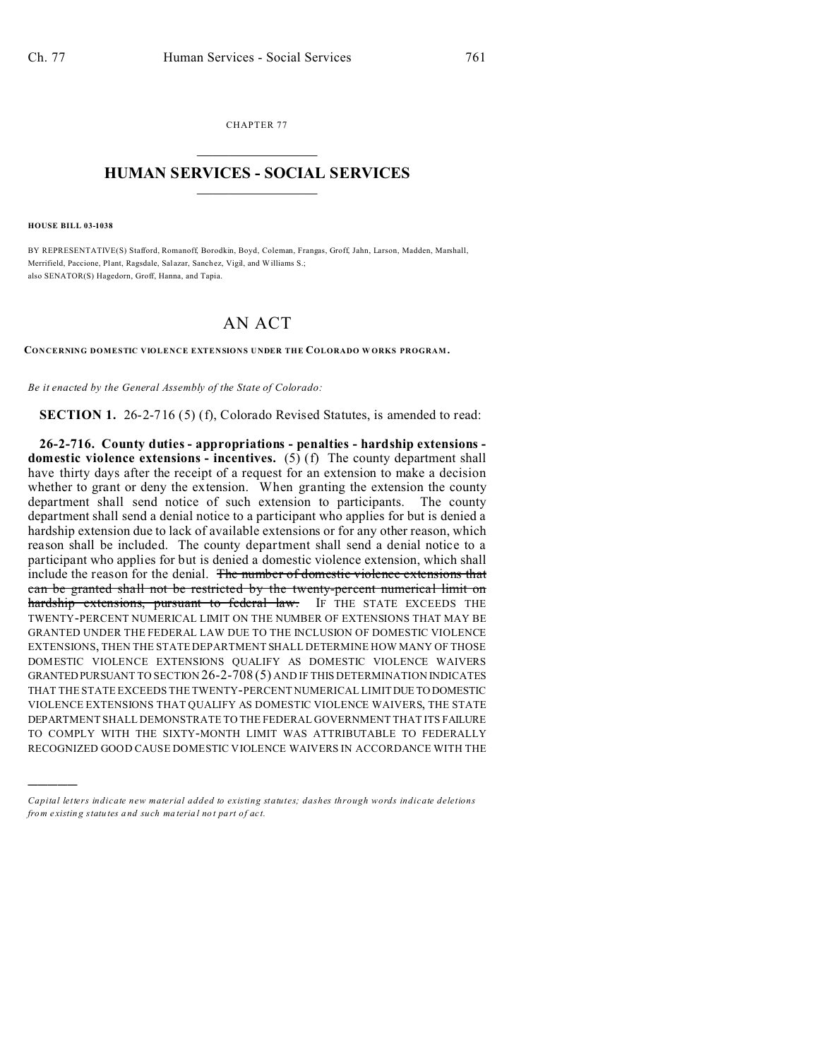CHAPTER 77

# HUMAN SERVICES - SOCIAL SERVICES

**HOUSE BILL 03-1038**

BY REPRESENTATIVE(S) Stafford, Romanoff, Borodkin, Boyd, Coleman, Frangas, Groff, Jahn, Larson, Madden, Marshall, Merrifield, Paccione, Plant, Ragsdale, Salazar, Sanchez, Vigil, and Williams S.;
also SENATOR(S) Hagedorn, Groff, Hanna, and Tapia.

# AN ACT

**CONCERNING DOMESTIC VIOLENCE EXTENSIONS UNDER THE COLORADO WORKS PROGRAM.**

*Be it enacted by the General Assembly of the State of Colorado:*

**SECTION 1.** 26-2-716 (5) (f), Colorado Revised Statutes, is amended to read:

**26-2-716. County duties - appropriations - penalties - hardship extensions - domestic violence extensions - incentives.** (5) (f) The county department shall have thirty days after the receipt of a request for an extension to make a decision whether to grant or deny the extension. When granting the extension the county department shall send notice of such extension to participants. The county department shall send a denial notice to a participant who applies for but is denied a hardship extension due to lack of available extensions or for any other reason, which reason shall be included. The county department shall send a denial notice to a participant who applies for but is denied a domestic violence extension, which shall include the reason for the denial. ~~The number of domestic violence extensions that can be granted shall not be restricted by the twenty-percent numerical limit on hardship extensions, pursuant to federal law.~~ IF THE STATE EXCEEDS THE TWENTY-PERCENT NUMERICAL LIMIT ON THE NUMBER OF EXTENSIONS THAT MAY BE GRANTED UNDER THE FEDERAL LAW DUE TO THE INCLUSION OF DOMESTIC VIOLENCE EXTENSIONS, THEN THE STATE DEPARTMENT SHALL DETERMINE HOW MANY OF THOSE DOMESTIC VIOLENCE EXTENSIONS QUALIFY AS DOMESTIC VIOLENCE WAIVERS GRANTED PURSUANT TO SECTION 26-2-708 (5) AND IF THIS DETERMINATION INDICATES THAT THE STATE EXCEEDS THE TWENTY-PERCENT NUMERICAL LIMIT DUE TO DOMESTIC VIOLENCE EXTENSIONS THAT QUALIFY AS DOMESTIC VIOLENCE WAIVERS, THE STATE DEPARTMENT SHALL DEMONSTRATE TO THE FEDERAL GOVERNMENT THAT ITS FAILURE TO COMPLY WITH THE SIXTY-MONTH LIMIT WAS ATTRIBUTABLE TO FEDERALLY RECOGNIZED GOOD CAUSE DOMESTIC VIOLENCE WAIVERS IN ACCORDANCE WITH THE

---

*Capital letters indicate new material added to existing statutes; dashes through words indicate deletions from existing statutes and such material not part of act.*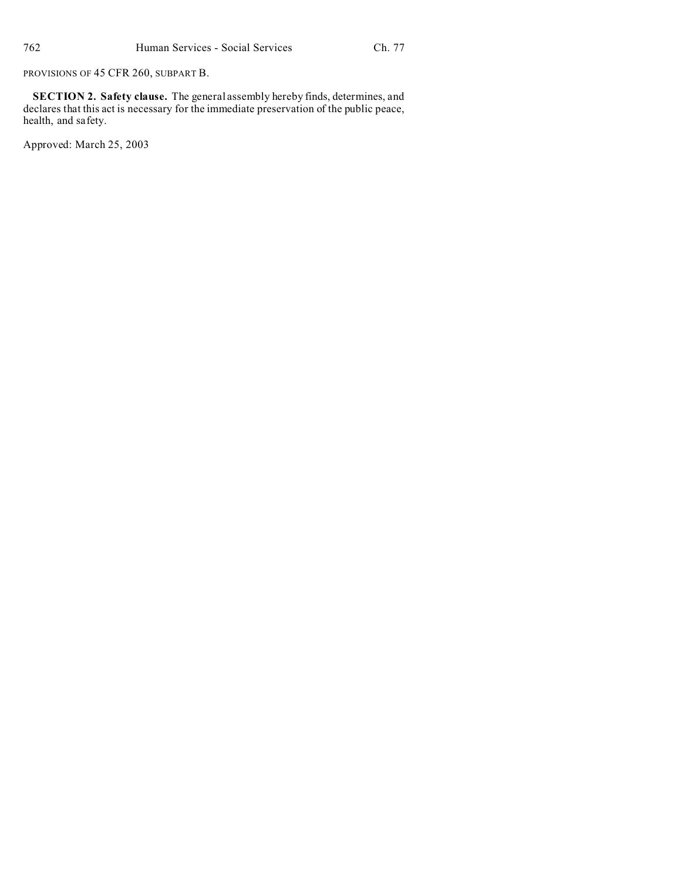PROVISIONS OF 45 CFR 260, SUBPART B.

**SECTION 2. Safety clause.** The general assembly hereby finds, determines, and declares that this act is necessary for the immediate preservation of the public peace, health, and safety.

Approved: March 25, 2003